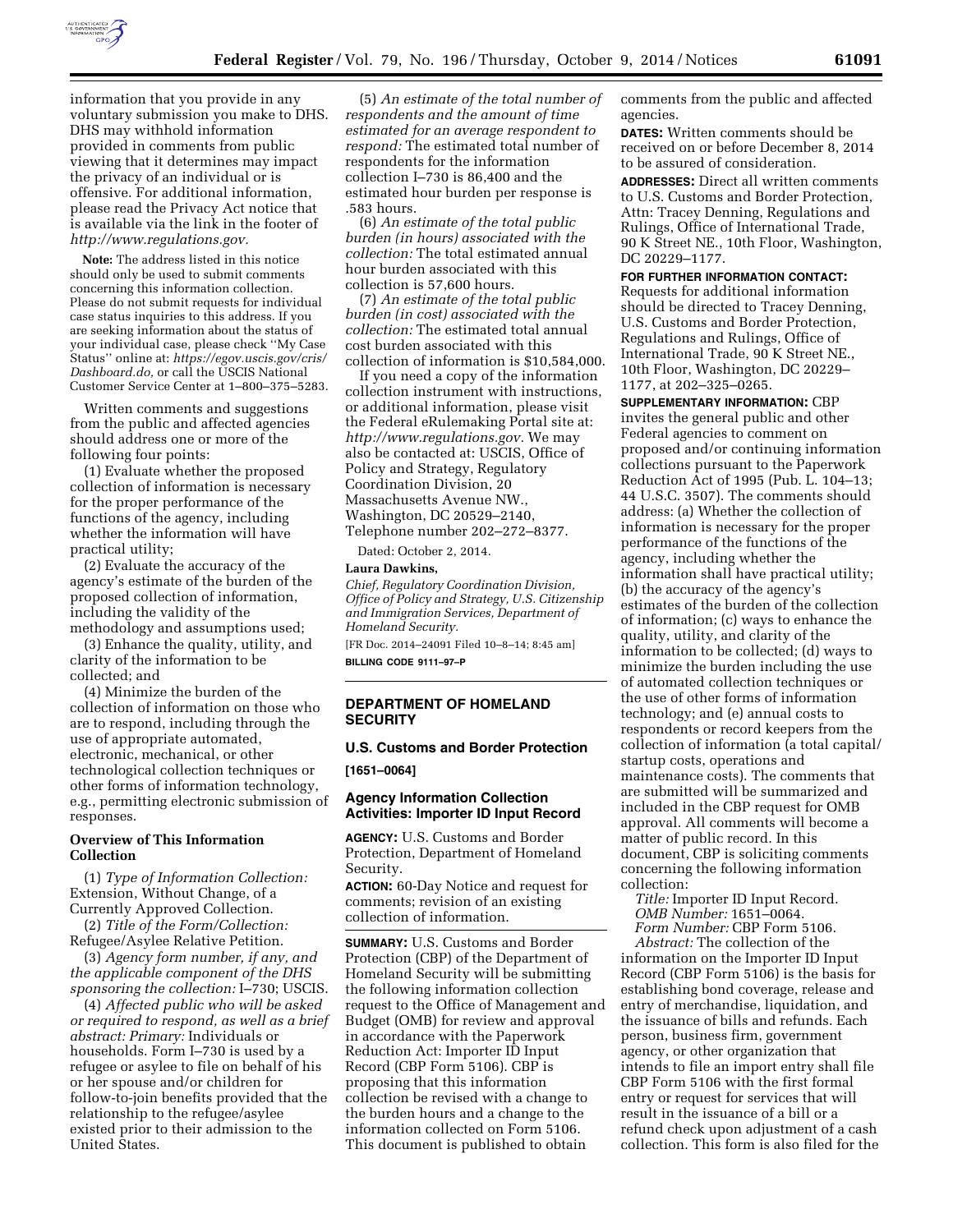information that you provide in any voluntary submission you make to DHS. DHS may withhold information provided in comments from public viewing that it determines may impact the privacy of an individual or is offensive. For additional information, please read the Privacy Act notice that is available via the link in the footer of *http://www.regulations.gov.*

**Note:** The address listed in this notice should only be used to submit comments concerning this information collection. Please do not submit requests for individual case status inquiries to this address. If you are seeking information about the status of your individual case, please check ''My Case Status'' online at: *https://egov.uscis.gov/cris/Dashboard.do,* or call the USCIS National Customer Service Center at 1–800–375–5283.

Written comments and suggestions from the public and affected agencies should address one or more of the following four points:

(1) Evaluate whether the proposed collection of information is necessary for the proper performance of the functions of the agency, including whether the information will have practical utility;

(2) Evaluate the accuracy of the agency's estimate of the burden of the proposed collection of information, including the validity of the methodology and assumptions used;

(3) Enhance the quality, utility, and clarity of the information to be collected; and

(4) Minimize the burden of the collection of information on those who are to respond, including through the use of appropriate automated, electronic, mechanical, or other technological collection techniques or other forms of information technology, e.g., permitting electronic submission of responses.

### Overview of This Information Collection

(1) *Type of Information Collection:* Extension, Without Change, of a Currently Approved Collection.

(2) *Title of the Form/Collection:* Refugee/Asylee Relative Petition.

(3) *Agency form number, if any, and the applicable component of the DHS sponsoring the collection:* I–730; USCIS.

(4) *Affected public who will be asked or required to respond, as well as a brief abstract: Primary:* Individuals or households. Form I–730 is used by a refugee or asylee to file on behalf of his or her spouse and/or children for follow-to-join benefits provided that the relationship to the refugee/asylee existed prior to their admission to the United States.

(5) *An estimate of the total number of respondents and the amount of time estimated for an average respondent to respond:* The estimated total number of respondents for the information collection I–730 is 86,400 and the estimated hour burden per response is .583 hours.

(6) *An estimate of the total public burden (in hours) associated with the collection:* The total estimated annual hour burden associated with this collection is 57,600 hours.

(7) *An estimate of the total public burden (in cost) associated with the collection:* The estimated total annual cost burden associated with this collection of information is $10,584,000.

If you need a copy of the information collection instrument with instructions, or additional information, please visit the Federal eRulemaking Portal site at: *http://www.regulations.gov.* We may also be contacted at: USCIS, Office of Policy and Strategy, Regulatory Coordination Division, 20 Massachusetts Avenue NW., Washington, DC 20529–2140, Telephone number 202–272–8377.

Dated: October 2, 2014.

**Laura Dawkins,**

*Chief, Regulatory Coordination Division, Office of Policy and Strategy, U.S. Citizenship and Immigration Services, Department of Homeland Security.*

[FR Doc. 2014–24091 Filed 10–8–14; 8:45 am]

**BILLING CODE 9111–97–P**

## DEPARTMENT OF HOMELAND SECURITY

### U.S. Customs and Border Protection

**[1651–0064]**

### Agency Information Collection Activities: Importer ID Input Record

**AGENCY:** U.S. Customs and Border Protection, Department of Homeland Security.

**ACTION:** 60-Day Notice and request for comments; revision of an existing collection of information.

**SUMMARY:** U.S. Customs and Border Protection (CBP) of the Department of Homeland Security will be submitting the following information collection request to the Office of Management and Budget (OMB) for review and approval in accordance with the Paperwork Reduction Act: Importer ID Input Record (CBP Form 5106). CBP is proposing that this information collection be revised with a change to the burden hours and a change to the information collected on Form 5106. This document is published to obtain comments from the public and affected agencies.

**DATES:** Written comments should be received on or before December 8, 2014 to be assured of consideration.

**ADDRESSES:** Direct all written comments to U.S. Customs and Border Protection, Attn: Tracey Denning, Regulations and Rulings, Office of International Trade, 90 K Street NE., 10th Floor, Washington, DC 20229–1177.

**FOR FURTHER INFORMATION CONTACT:** Requests for additional information should be directed to Tracey Denning, U.S. Customs and Border Protection, Regulations and Rulings, Office of International Trade, 90 K Street NE., 10th Floor, Washington, DC 20229–1177, at 202–325–0265.

**SUPPLEMENTARY INFORMATION:** CBP invites the general public and other Federal agencies to comment on proposed and/or continuing information collections pursuant to the Paperwork Reduction Act of 1995 (Pub. L. 104–13; 44 U.S.C. 3507). The comments should address: (a) Whether the collection of information is necessary for the proper performance of the functions of the agency, including whether the information shall have practical utility; (b) the accuracy of the agency's estimates of the burden of the collection of information; (c) ways to enhance the quality, utility, and clarity of the information to be collected; (d) ways to minimize the burden including the use of automated collection techniques or the use of other forms of information technology; and (e) annual costs to respondents or record keepers from the collection of information (a total capital/startup costs, operations and maintenance costs). The comments that are submitted will be summarized and included in the CBP request for OMB approval. All comments will become a matter of public record. In this document, CBP is soliciting comments concerning the following information collection:

*Title:* Importer ID Input Record.

*OMB Number:* 1651–0064.

*Form Number:* CBP Form 5106.

*Abstract:* The collection of the information on the Importer ID Input Record (CBP Form 5106) is the basis for establishing bond coverage, release and entry of merchandise, liquidation, and the issuance of bills and refunds. Each person, business firm, government agency, or other organization that intends to file an import entry shall file CBP Form 5106 with the first formal entry or request for services that will result in the issuance of a bill or a refund check upon adjustment of a cash collection. This form is also filed for the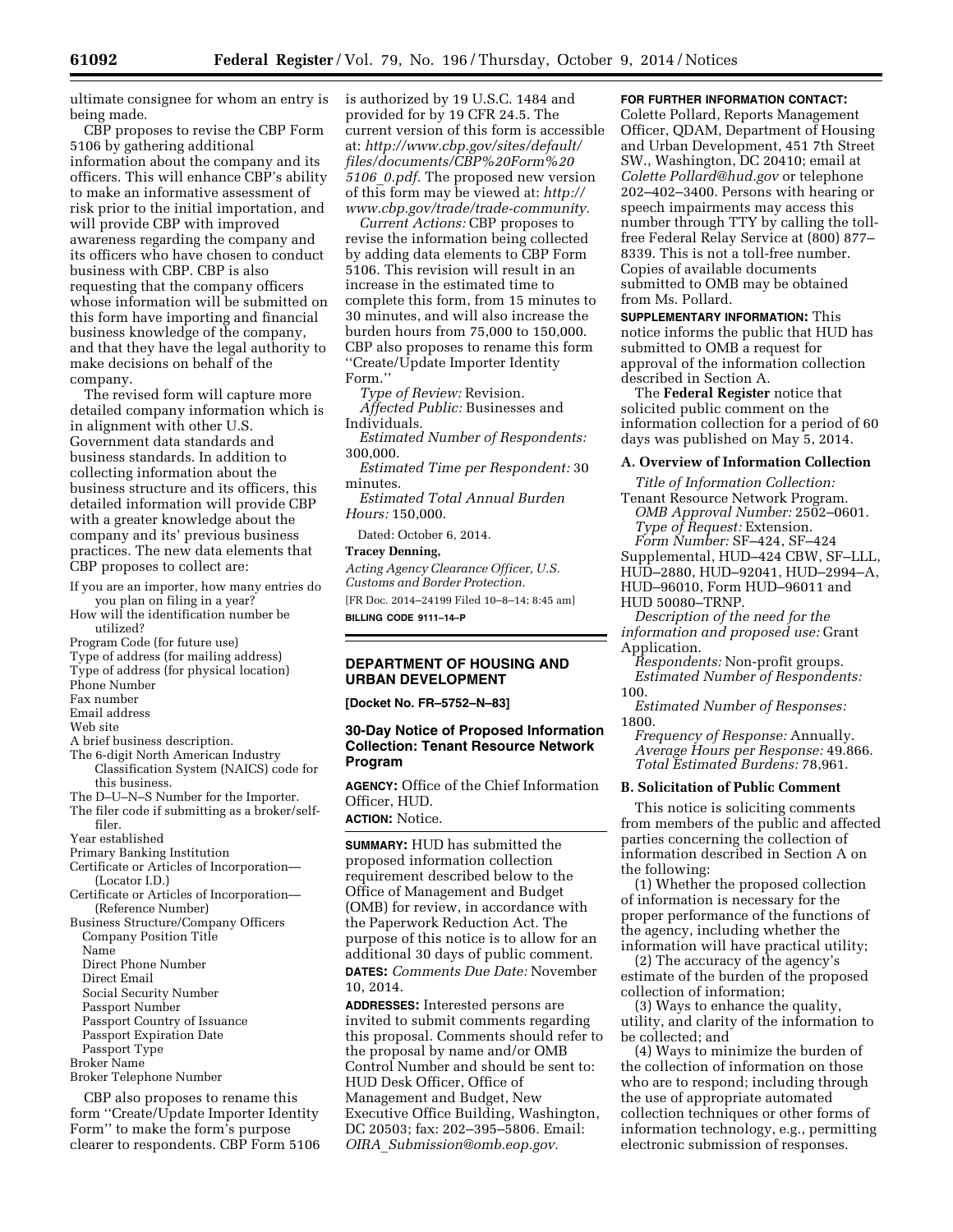ultimate consignee for whom an entry is being made.

CBP proposes to revise the CBP Form 5106 by gathering additional information about the company and its officers. This will enhance CBP's ability to make an informative assessment of risk prior to the initial importation, and will provide CBP with improved awareness regarding the company and its officers who have chosen to conduct business with CBP. CBP is also requesting that the company officers whose information will be submitted on this form have importing and financial business knowledge of the company, and that they have the legal authority to make decisions on behalf of the company.

The revised form will capture more detailed company information which is in alignment with other U.S. Government data standards and business standards. In addition to collecting information about the business structure and its officers, this detailed information will provide CBP with a greater knowledge about the company and its' previous business practices. The new data elements that CBP proposes to collect are:

If you are an importer, how many entries do you plan on filing in a year?
How will the identification number be utilized?
Program Code (for future use)
Type of address (for mailing address)
Type of address (for physical location)
Phone Number
Fax number
Email address
Web site
A brief business description.
The 6-digit North American Industry Classification System (NAICS) code for this business.
The D–U–N–S Number for the Importer.
The filer code if submitting as a broker/self-filer.
Year established
Primary Banking Institution
Certificate or Articles of Incorporation—(Locator I.D.)
Certificate or Articles of Incorporation—(Reference Number)
Business Structure/Company Officers
- Company Position Title
- Name
- Direct Phone Number
- Direct Email
- Social Security Number
- Passport Number
- Passport Country of Issuance
- Passport Expiration Date
- Passport Type

Broker Name
Broker Telephone Number

CBP also proposes to rename this form ''Create/Update Importer Identity Form'' to make the form's purpose clearer to respondents. CBP Form 5106 is authorized by 19 U.S.C. 1484 and provided for by 19 CFR 24.5. The current version of this form is accessible at: *http://www.cbp.gov/sites/default/files/documents/CBP%20Form%205106_0.pdf*. The proposed new version of this form may be viewed at: *http://www.cbp.gov/trade/trade-community*.

*Current Actions:* CBP proposes to revise the information being collected by adding data elements to CBP Form 5106. This revision will result in an increase in the estimated time to complete this form, from 15 minutes to 30 minutes, and will also increase the burden hours from 75,000 to 150,000. CBP also proposes to rename this form ''Create/Update Importer Identity Form.''

*Type of Review:* Revision.

*Affected Public:* Businesses and Individuals.

*Estimated Number of Respondents:* 300,000.

*Estimated Time per Respondent:* 30 minutes.

*Estimated Total Annual Burden Hours:* 150,000.

Dated: October 6, 2014.

**Tracey Denning,**

*Acting Agency Clearance Officer, U.S. Customs and Border Protection.*

[FR Doc. 2014–24199 Filed 10–8–14; 8:45 am]

**BILLING CODE 9111–14–P**

## DEPARTMENT OF HOUSING AND URBAN DEVELOPMENT

**[Docket No. FR–5752–N–83]**

### 30-Day Notice of Proposed Information Collection: Tenant Resource Network Program

**AGENCY:** Office of the Chief Information Officer, HUD.

**ACTION:** Notice.

**SUMMARY:** HUD has submitted the proposed information collection requirement described below to the Office of Management and Budget (OMB) for review, in accordance with the Paperwork Reduction Act. The purpose of this notice is to allow for an additional 30 days of public comment.

**DATES:** *Comments Due Date:* November 10, 2014.

**ADDRESSES:** Interested persons are invited to submit comments regarding this proposal. Comments should refer to the proposal by name and/or OMB Control Number and should be sent to: HUD Desk Officer, Office of Management and Budget, New Executive Office Building, Washington, DC 20503; fax: 202–395–5806. Email: *OIRA_Submission@omb.eop.gov.*

**FOR FURTHER INFORMATION CONTACT:** Colette Pollard, Reports Management Officer, QDAM, Department of Housing and Urban Development, 451 7th Street SW., Washington, DC 20410; email at *Colette Pollard@hud.gov* or telephone 202–402–3400. Persons with hearing or speech impairments may access this number through TTY by calling the toll-free Federal Relay Service at (800) 877–8339. This is not a toll-free number. Copies of available documents submitted to OMB may be obtained from Ms. Pollard.

**SUPPLEMENTARY INFORMATION:** This notice informs the public that HUD has submitted to OMB a request for approval of the information collection described in Section A.

The **Federal Register** notice that solicited public comment on the information collection for a period of 60 days was published on May 5, 2014.

#### A. Overview of Information Collection

*Title of Information Collection:* Tenant Resource Network Program.

*OMB Approval Number:* 2502–0601.

*Type of Request:* Extension.

*Form Number:* SF–424, SF–424 Supplemental, HUD–424 CBW, SF–LLL, HUD–2880, HUD–92041, HUD–2994–A, HUD–96010, Form HUD–96011 and HUD 50080–TRNP.

*Description of the need for the information and proposed use:* Grant Application.

*Respondents:* Non-profit groups.

*Estimated Number of Respondents:* 100.

*Estimated Number of Responses:* 1800.

*Frequency of Response:* Annually.

*Average Hours per Response:* 49.866.

*Total Estimated Burdens:* 78,961.

#### B. Solicitation of Public Comment

This notice is soliciting comments from members of the public and affected parties concerning the collection of information described in Section A on the following:

(1) Whether the proposed collection of information is necessary for the proper performance of the functions of the agency, including whether the information will have practical utility;

(2) The accuracy of the agency's estimate of the burden of the proposed collection of information;

(3) Ways to enhance the quality, utility, and clarity of the information to be collected; and

(4) Ways to minimize the burden of the collection of information on those who are to respond; including through the use of appropriate automated collection techniques or other forms of information technology, e.g., permitting electronic submission of responses.